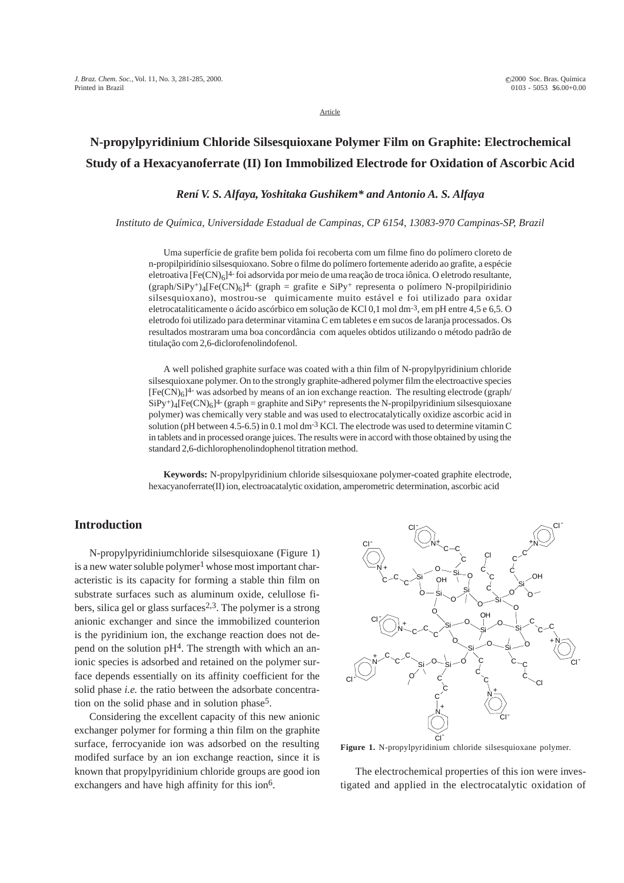Article

# N-propylpyridinium Chloride Silsesquioxane Polymer Film on Graphite: Electrochemical Study of a Hexacyanoferrate (II) Ion Immobilized Electrode for Oxidation of Ascorbic Acid

***Rení V. S. Alfaya, Yoshitaka Gushikem\* and Antonio A. S. Alfaya***

*Instituto de Química, Universidade Estadual de Campinas, CP 6154, 13083-970 Campinas-SP, Brazil*

Uma superfície de grafite bem polida foi recoberta com um filme fino do polímero cloreto de n-propilpiridínio silsesquioxano. Sobre o filme do polímero fortemente aderido ao grafite, a espécie eletroativa $[Fe(CN)_6]^{4-}$ foi adsorvida por meio de uma reação de troca iônica. O eletrodo resultante, $(graph/SiPy^+)_4[Fe(CN)_6]^{4-}$ (graph = grafite e $SiPy^+$ representa o polímero N-propilpiridinio silsesquioxano), mostrou-se quimicamente muito estável e foi utilizado para oxidar eletrocataliticamente o ácido ascórbico em solução de KCl 0,1 mol $dm^{-3}$, em pH entre 4,5 e 6,5. O eletrodo foi utilizado para determinar vitamina C em tabletes e em sucos de laranja processados. Os resultados mostraram uma boa concordância com aqueles obtidos utilizando o método padrão de titulação com 2,6-diclorofenolindofenol.

A well polished graphite surface was coated with a thin film of N-propylpyridinium chloride silsesquioxane polymer. On to the strongly graphite-adhered polymer film the electroactive species $[Fe(CN)_6]^{4-}$ was adsorbed by means of an ion exchange reaction. The resulting electrode $(graph/SiPy^+)_4[Fe(CN)_6]^{4-}$ (graph = graphite and $SiPy^+$ represents the N-propilpyridinium silsesquioxane polymer) was chemically very stable and was used to electrocatalytically oxidize ascorbic acid in solution (pH between 4.5-6.5) in 0.1 mol $dm^{-3}$ KCl. The electrode was used to determine vitamin C in tablets and in processed orange juices. The results were in accord with those obtained by using the standard 2,6-dichlorophenolindophenol titration method.

**Keywords:** N-propylpyridinium chloride silsesquioxane polymer-coated graphite electrode, hexacyanoferrate(II) ion, electroacatalytic oxidation, amperometric determination, ascorbic acid

## Introduction

N-propylpyridiniumchloride silsesquioxane (Figure 1) is a new water soluble polymer[1] whose most important characteristic is its capacity for forming a stable thin film on substrate surfaces such as aluminum oxide, celullose fibers, silica gel or glass surfaces[2,3]. The polymer is a strong anionic exchanger and since the immobilized counterion is the pyridinium ion, the exchange reaction does not depend on the solution pH[4]. The strength with which an anionic species is adsorbed and retained on the polymer surface depends essentially on its affinity coefficient for the solid phase *i.e.* the ratio between the adsorbate concentration on the solid phase and in solution phase[5].

Considering the excellent capacity of this new anionic exchanger polymer for forming a thin film on the graphite surface, ferrocyanide ion was adsorbed on the resulting modifed surface by an ion exchange reaction, since it is known that propylpyridinium chloride groups are good ion exchangers and have high affinity for this ion[6].

**Figure 1.** N-propylpyridinium chloride silsesquioxane polymer.

The electrochemical properties of this ion were investigated and applied in the electrocatalytic oxidation of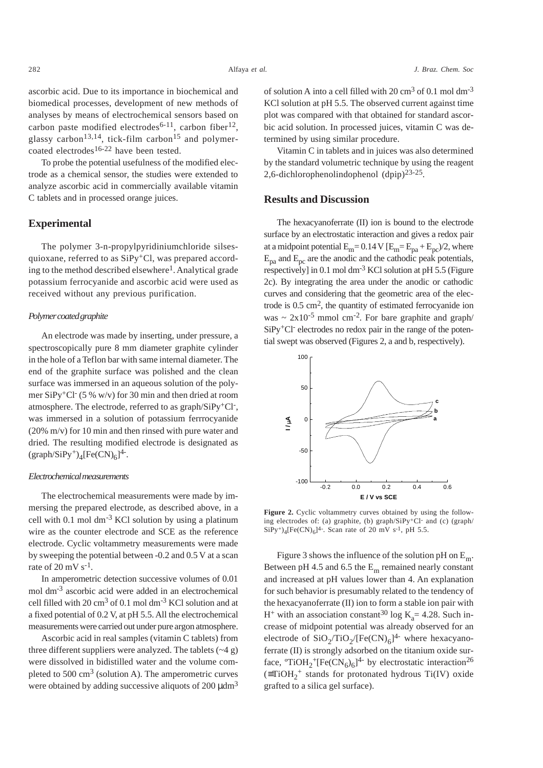ascorbic acid. Due to its importance in biochemical and biomedical processes, development of new methods of analyses by means of electrochemical sensors based on carbon paste modified electrodes[6-11], carbon fiber[12], glassy carbon[13,14], tick-film carbon[15] and polymer-coated electrodes[16-22] have been tested.

To probe the potential usefulness of the modified electrode as a chemical sensor, the studies were extended to analyze ascorbic acid in commercially available vitamin C tablets and in processed orange juices.

## Experimental

The polymer 3-n-propylpyridiniumchloride silsesquioxane, referred to as $SiPy^+Cl$, was prepared according to the method described elsewhere[1]. Analytical grade potassium ferrocyanide and ascorbic acid were used as received without any previous purification.

### *Polymer coated graphite*

An electrode was made by inserting, under pressure, a spectroscopically pure 8 mm diameter graphite cylinder in the hole of a Teflon bar with same internal diameter. The end of the graphite surface was polished and the clean surface was immersed in an aqueous solution of the polymer $SiPy^+Cl^-$ (5 % w/v) for 30 min and then dried at room atmosphere. The electrode, referred to as graph/$SiPy^+Cl^-$, was immersed in a solution of potassium ferrrocyanide (20% m/v) for 10 min and then rinsed with pure water and dried. The resulting modified electrode is designated as $(graph/SiPy^+)_4[Fe(CN)_6]^{4-}$.

### *Electrochemical measurements*

The electrochemical measurements were made by immersing the prepared electrode, as described above, in a cell with 0.1 mol $dm^{-3}$ KCl solution by using a platinum wire as the counter electrode and SCE as the reference electrode. Cyclic voltammetry measurements were made by sweeping the potential between -0.2 and 0.5 V at a scan rate of 20 mV $s^{-1}$.

In amperometric detection successive volumes of 0.01 mol $dm^{-3}$ ascorbic acid were added in an electrochemical cell filled with 20 $cm^3$ of 0.1 mol $dm^{-3}$ KCl solution and at a fixed potential of 0.2 V, at pH 5.5. All the electrochemical measurements were carried out under pure argon atmosphere.

Ascorbic acid in real samples (vitamin C tablets) from three different suppliers were analyzed. The tablets (~4 g) were dissolved in bidistilled water and the volume completed to 500 $cm^3$ (solution A). The amperometric curves were obtained by adding successive aliquots of 200 μ$dm^3$ of solution A into a cell filled with 20 $cm^3$ of 0.1 mol $dm^{-3}$ KCl solution at pH 5.5. The observed current against time plot was compared with that obtained for standard ascorbic acid solution. In processed juices, vitamin C was determined by using similar procedure.

Vitamin C in tablets and in juices was also determined by the standard volumetric technique by using the reagent 2,6-dichlorophenolindophenol (dpip)[23-25].

## Results and Discussion

The hexacyanoferrate (II) ion is bound to the electrode surface by an electrostatic interaction and gives a redox pair at a midpoint potential $E_m = 0.14$ V $[E_m = E_{pa} + E_{pc})/2$, where $E_{pa}$ and $E_{pc}$ are the anodic and the cathodic peak potentials, respectively] in 0.1 mol $dm^{-3}$ KCl solution at pH 5.5 (Figure 2c). By integrating the area under the anodic or cathodic curves and considering that the geometric area of the electrode is 0.5 $cm^2$, the quantity of estimated ferrocyanide ion was ~ $2x10^{-5}$ mmol $cm^{-2}$. For bare graphite and graph/$SiPy^+Cl^-$ electrodes no redox pair in the range of the potential swept was observed (Figures 2, a and b, respectively).

**Figure 2.** Cyclic voltammetry curves obtained by using the following electrodes of: (a) graphite, (b) graph/$SiPy^+Cl^-$ and (c) $(graph/SiPy^+)_4[Fe(CN)_6]^{4-}$. Scan rate of 20 mV $s^{-1}$, pH 5.5.

Figure 3 shows the influence of the solution pH on $E_m$. Between pH 4.5 and 6.5 the $E_m$ remained nearly constant and increased at pH values lower than 4. An explanation for such behavior is presumably related to the tendency of the hexacyanoferrate (II) ion to form a stable ion pair with $H^+$ with an association constant[30] log $K_a = 4.28$. Such increase of midpoint potential was already observed for an electrode of $SiO_2/TiO_2/[Fe(CN)_6]^{4-}$ where hexacyanoferrate (II) is strongly adsorbed on the titanium oxide surface, $°TiOH_2^+[Fe(CN_6)_6]^{4-}$ by electrostatic interaction[26] ($\equiv TiOH_2^+$ stands for protonated hydrous Ti(IV) oxide grafted to a silica gel surface).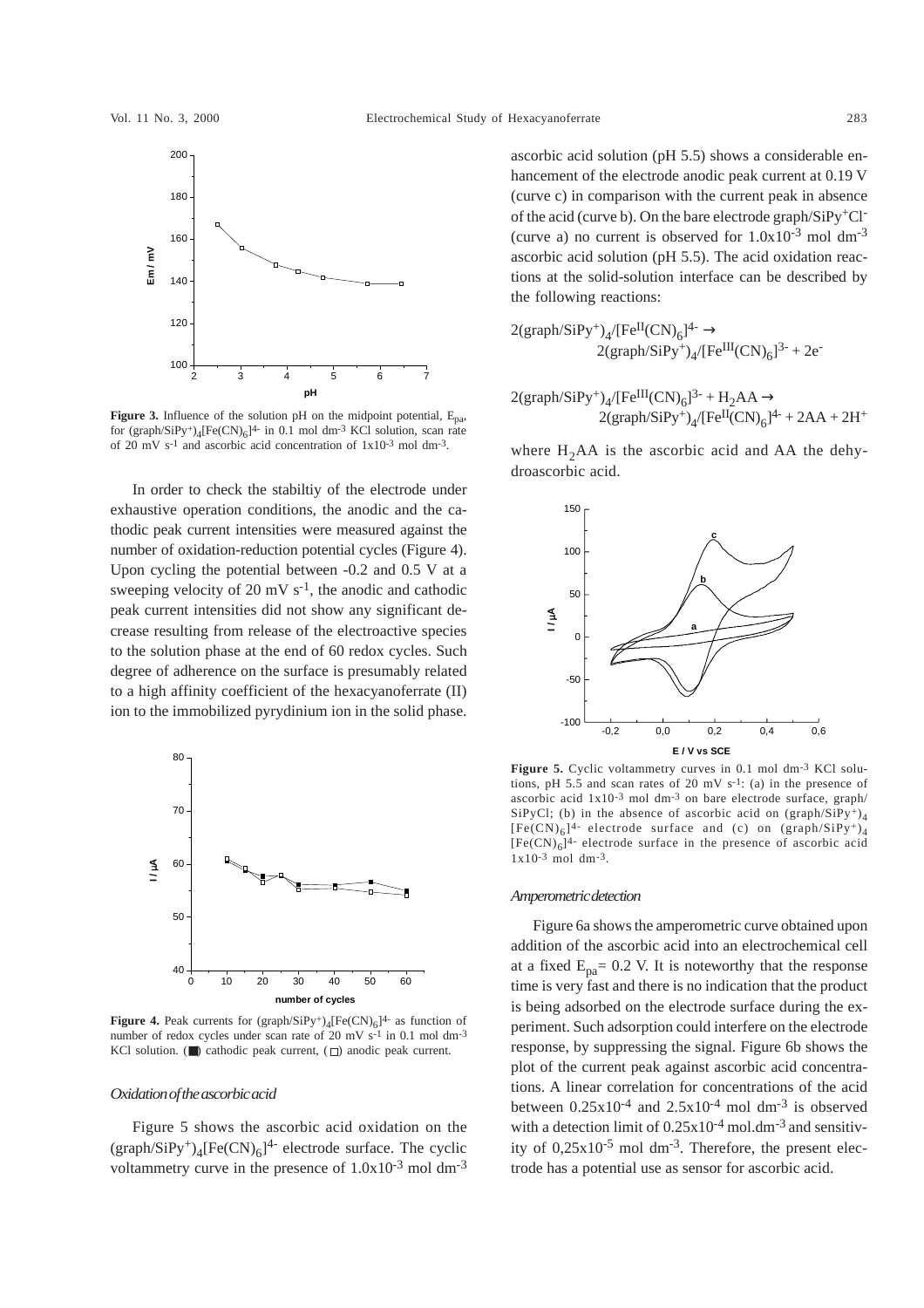**Figure 3.** Influence of the solution pH on the midpoint potential, $E_{pa}$, for $(graph/SiPy^+)_4[Fe(CN)_6]^{4-}$ in 0.1 mol $dm^{-3}$ KCl solution, scan rate of 20 mV $s^{-1}$ and ascorbic acid concentration of $1x10^{-3}$ mol $dm^{-3}$.

In order to check the stabiltiy of the electrode under exhaustive operation conditions, the anodic and the cathodic peak current intensities were measured against the number of oxidation-reduction potential cycles (Figure 4). Upon cycling the potential between -0.2 and 0.5 V at a sweeping velocity of 20 mV $s^{-1}$, the anodic and cathodic peak current intensities did not show any significant decrease resulting from release of the electroactive species to the solution phase at the end of 60 redox cycles. Such degree of adherence on the surface is presumably related to a high affinity coefficient of the hexacyanoferrate (II) ion to the immobilized pyrydinium ion in the solid phase.

**Figure 4.** Peak currents for $(graph/SiPy^+)_4[Fe(CN)_6]^{4-}$ as function of number of redox cycles under scan rate of 20 mV $s^{-1}$ in 0.1 mol $dm^{-3}$ KCl solution. (■) cathodic peak current, (□) anodic peak current.

### *Oxidation of the ascorbic acid*

Figure 5 shows the ascorbic acid oxidation on the $(graph/SiPy^+)_4[Fe(CN)_6]^{4-}$ electrode surface. The cyclic voltammetry curve in the presence of $1.0x10^{-3}$ mol $dm^{-3}$ ascorbic acid solution (pH 5.5) shows a considerable enhancement of the electrode anodic peak current at 0.19 V (curve c) in comparison with the current peak in absence of the acid (curve b). On the bare electrode graph/$SiPy^+Cl^-$ (curve a) no current is observed for $1.0x10^{-3}$ mol $dm^{-3}$ ascorbic acid solution (pH 5.5). The acid oxidation reactions at the solid-solution interface can be described by the following reactions:

$$2(graph/SiPy^+)_4/[Fe^{II}(CN)_6]^{4-} \rightarrow 2(graph/SiPy^+)_4/[Fe^{III}(CN)_6]^{3-} + 2e^-$$

$$2(graph/SiPy^+)_4/[Fe^{III}(CN)_6]^{3-} + H_2AA \rightarrow 2(graph/SiPy^+)_4/[Fe^{II}(CN)_6]^{4-} + 2AA + 2H^+$$

where $H_2AA$ is the ascorbic acid and AA the dehydroascorbic acid.

**Figure 5.** Cyclic voltammetry curves in 0.1 mol $dm^{-3}$ KCl solutions, pH 5.5 and scan rates of 20 mV $s^{-1}$: (a) in the presence of ascorbic acid $1x10^{-3}$ mol $dm^{-3}$ on bare electrode surface, graph/SiPyCl; (b) in the absence of ascorbic acid on $(graph/SiPy^+)_4[Fe(CN)_6]^{4-}$ electrode surface and (c) on $(graph/SiPy^+)_4[Fe(CN)_6]^{4-}$ electrode surface in the presence of ascorbic acid $1x10^{-3}$ mol $dm^{-3}$.

### *Amperometric detection*

Figure 6a shows the amperometric curve obtained upon addition of the ascorbic acid into an electrochemical cell at a fixed $E_{pa}$= 0.2 V. It is noteworthy that the response time is very fast and there is no indication that the product is being adsorbed on the electrode surface during the experiment. Such adsorption could interfere on the electrode response, by suppressing the signal. Figure 6b shows the plot of the current peak against ascorbic acid concentrations. A linear correlation for concentrations of the acid between $0.25x10^{-4}$ and $2.5x10^{-4}$ mol $dm^{-3}$ is observed with a detection limit of $0.25x10^{-4}$ mol.$dm^{-3}$ and sensitivity of $0,25x10^{-5}$ mol $dm^{-3}$. Therefore, the present electrode has a potential use as sensor for ascorbic acid.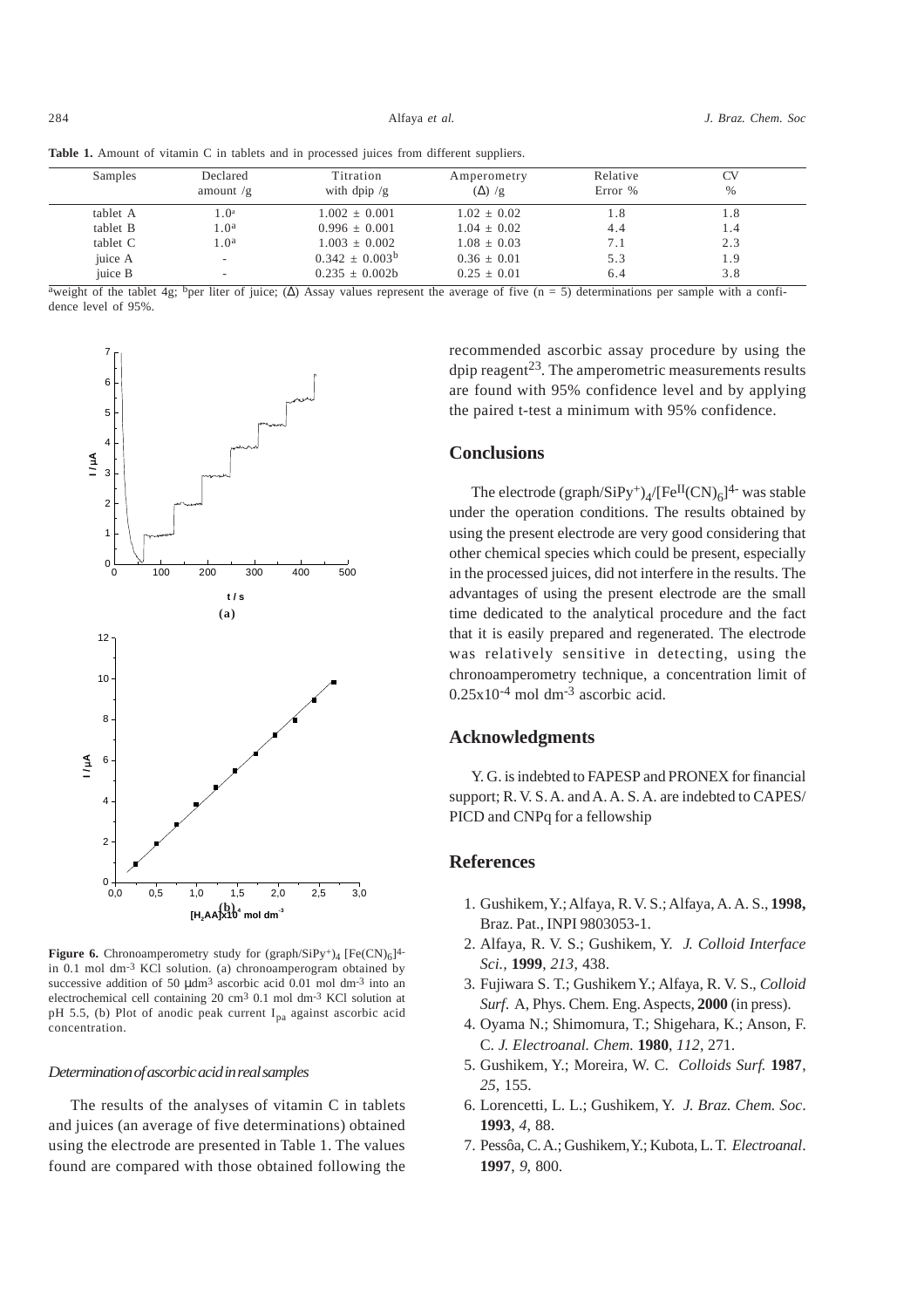**Table 1.** Amount of vitamin C in tablets and in processed juices from different suppliers.

| Samples | Declared amount /g | Titration with dpip /g | Amperometry (Δ) /g | Relative Error % | CV % |
|---|---|---|---|---|---|
| tablet A | 1.0[a] | 1.002 ± 0.001 | 1.02 ± 0.02 | 1.8 | 1.8 |
| tablet B | 1.0[a] | 0.996 ± 0.001 | 1.04 ± 0.02 | 4.4 | 1.4 |
| tablet C | 1.0[a] | 1.003 ± 0.002 | 1.08 ± 0.03 | 7.1 | 2.3 |
| juice A | - | 0.342 ± 0.003[b] | 0.36 ± 0.01 | 5.3 | 1.9 |
| juice B | - | 0.235 ± 0.002b | 0.25 ± 0.01 | 6.4 | 3.8 |

[a]weight of the tablet 4g; [b]per liter of juice; (Δ) Assay values represent the average of five (n = 5) determinations per sample with a confidence level of 95%.

**Figure 6.** Chronoamperometry study for $(graph/SiPy^+)_4\ [Fe(CN)_6]^{4-}$ in 0.1 mol $dm^{-3}$ KCl solution. (a) chronoamperogram obtained by successive addition of 50 μ$dm^3$ ascorbic acid 0.01 mol $dm^{-3}$ into an electrochemical cell containing 20 $cm^3$ 0.1 mol $dm^{-3}$ KCl solution at pH 5.5, (b) Plot of anodic peak current $I_{pa}$ against ascorbic acid concentration.

### *Determination of ascorbic acid in real samples*

The results of the analyses of vitamin C in tablets and juices (an average of five determinations) obtained using the electrode are presented in Table 1. The values found are compared with those obtained following the recommended ascorbic assay procedure by using the dpip reagent[23]. The amperometric measurements results are found with 95% confidence level and by applying the paired t-test a minimum with 95% confidence.

## Conclusions

The electrode $(graph/SiPy^+)_4/[Fe^{II}(CN)_6]^{4-}$ was stable under the operation conditions. The results obtained by using the present electrode are very good considering that other chemical species which could be present, especially in the processed juices, did not interfere in the results. The advantages of using the present electrode are the small time dedicated to the analytical procedure and the fact that it is easily prepared and regenerated. The electrode was relatively sensitive in detecting, using the chronoamperometry technique, a concentration limit of $0.25\times10^{-4}$ mol $dm^{-3}$ ascorbic acid.

## Acknowledgments

Y. G. is indebted to FAPESP and PRONEX for financial support; R. V. S. A. and A. A. S. A. are indebted to CAPES/PICD and CNPq for a fellowship

## References

1. Gushikem, Y.; Alfaya, R. V. S.; Alfaya, A. A. S., **1998,** Braz. Pat., INPI 9803053-1.
2. Alfaya, R. V. S.; Gushikem, Y. *J. Colloid Interface Sci.,* **1999**, *213*, 438.
3. Fujiwara S. T.; Gushikem Y.; Alfaya, R. V. S., *Colloid Surf*. A, Phys. Chem. Eng. Aspects, **2000** (in press).
4. Oyama N.; Shimomura, T.; Shigehara, K.; Anson, F. C. *J. Electroanal. Chem.* **1980**, *112*, 271.
5. Gushikem, Y.; Moreira, W. C. *Colloids Surf.* **1987**, *25*, 155.
6. Lorencetti, L. L.; Gushikem, Y. *J. Braz. Chem. Soc*. **1993**, *4*, 88.
7. Pessôa, C. A.; Gushikem, Y.; Kubota, L. T. *Electroanal*. **1997**, *9*, 800.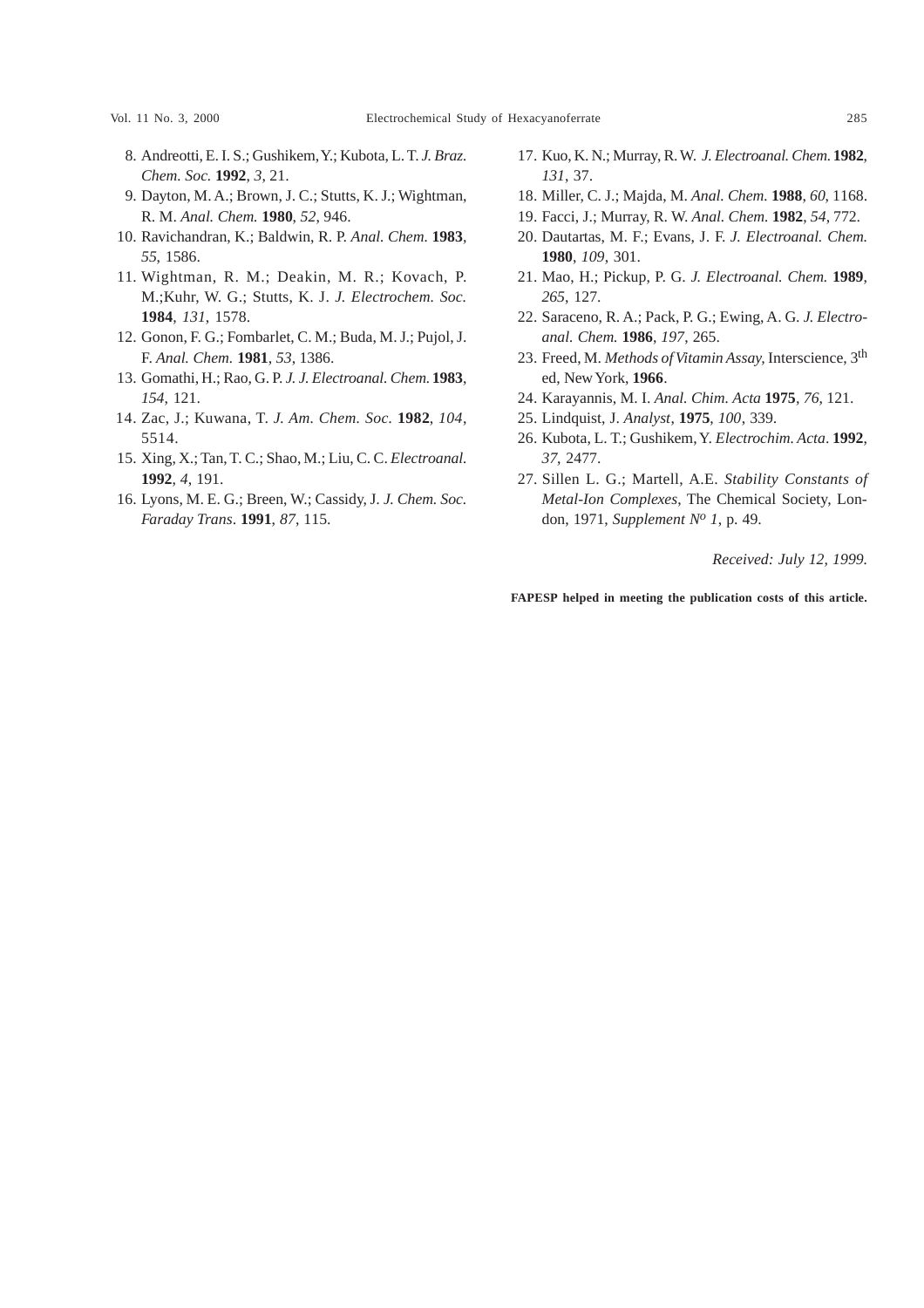8. Andreotti, E. I. S.; Gushikem, Y.; Kubota, L. T. *J. Braz. Chem. Soc.* **1992**, *3*, 21.
9. Dayton, M. A.; Brown, J. C.; Stutts, K. J.; Wightman, R. M. *Anal. Chem.* **1980**, *52*, 946.
10. Ravichandran, K.; Baldwin, R. P. *Anal. Chem.* **1983**, *55,* 1586.
11. Wightman, R. M.; Deakin, M. R.; Kovach, P. M.;Kuhr, W. G.; Stutts, K. J. *J. Electrochem. Soc.* **1984**, *131*, 1578.
12. Gonon, F. G.; Fombarlet, C. M.; Buda, M. J.; Pujol, J. F. *Anal. Chem.* **1981**, *53*, 1386.
13. Gomathi, H.; Rao, G. P. *J. J. Electroanal. Chem.* **1983**, *154*, 121.
14. Zac, J.; Kuwana, T. *J. Am. Chem. Soc.* **1982**, *104*, 5514.
15. Xing, X.; Tan, T. C.; Shao, M.; Liu, C. C. *Electroanal.* **1992**, *4*, 191.
16. Lyons, M. E. G.; Breen, W.; Cassidy, J. *J. Chem. Soc. Faraday Trans*. **1991**, *87*, 115.
17. Kuo, K. N.; Murray, R. W. *J. Electroanal. Chem.* **1982**, *131*, 37.
18. Miller, C. J.; Majda, M. *Anal. Chem.* **1988**, *60*, 1168.
19. Facci, J.; Murray, R. W. *Anal. Chem.* **1982**, *54*, 772.
20. Dautartas, M. F.; Evans, J. F. *J. Electroanal. Chem.* **1980**, *109*, 301.
21. Mao, H.; Pickup, P. G. *J. Electroanal. Chem.* **1989**, *265*, 127.
22. Saraceno, R. A.; Pack, P. G.; Ewing, A. G. *J. Electroanal. Chem.* **1986**, *197*, 265.
23. Freed, M. *Methods of Vitamin Assay*, Interscience, 3th ed, New York, **1966**.
24. Karayannis, M. I. *Anal. Chim. Acta* **1975**, *76*, 121.
25. Lindquist, J. *Analyst*, **1975**, *100*, 339.
26. Kubota, L. T.; Gushikem, Y. *Electrochim. Acta*. **1992**, *37*, 2477.
27. Sillen L. G.; Martell, A.E. *Stability Constants of Metal-Ion Complexes*, The Chemical Society, London, 1971, *Supplement Nº 1*, p. 49.

*Received: July 12, 1999.*

**FAPESP helped in meeting the publication costs of this article.**